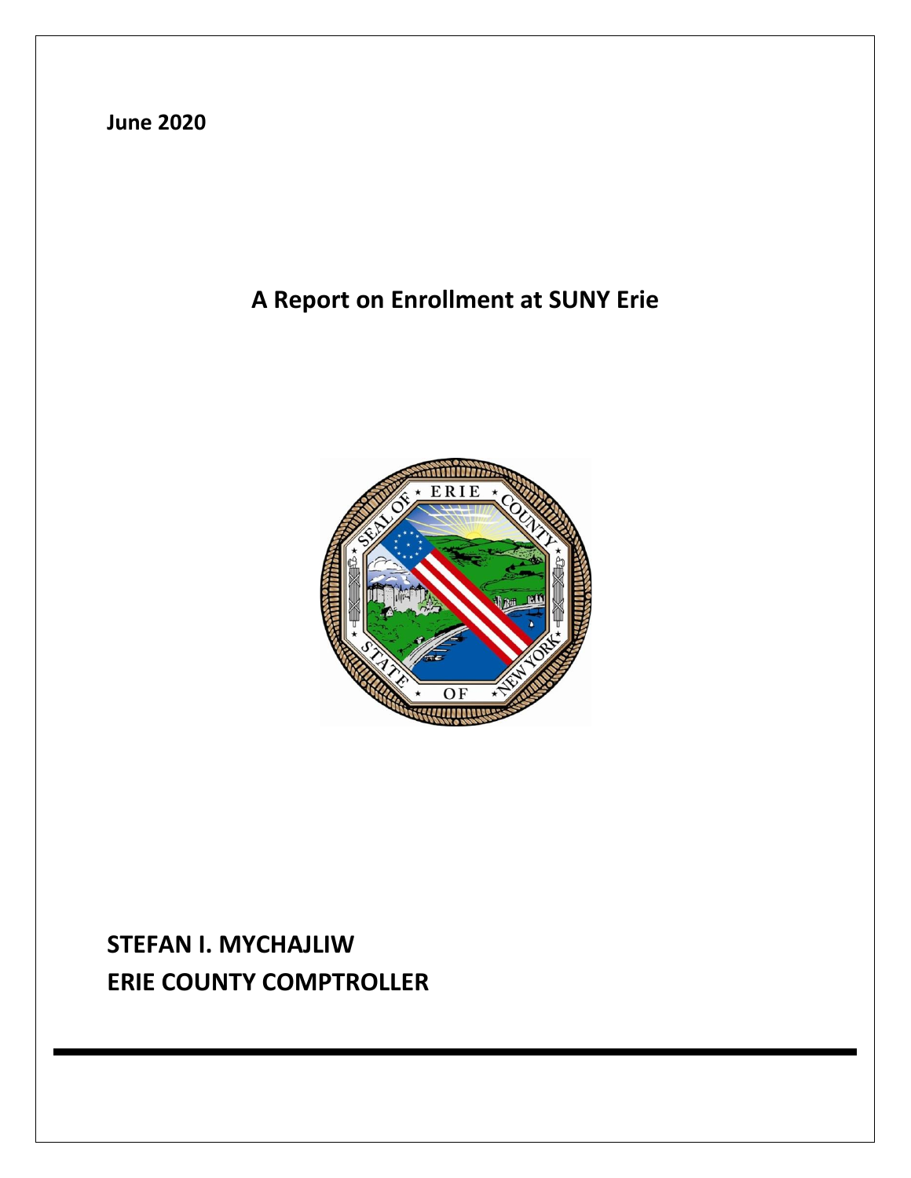**June 2020**

# A Report on Enrollment at SUNY Erie

**STEFAN I. MYCHAJLIW**
**ERIE COUNTY COMPTROLLER**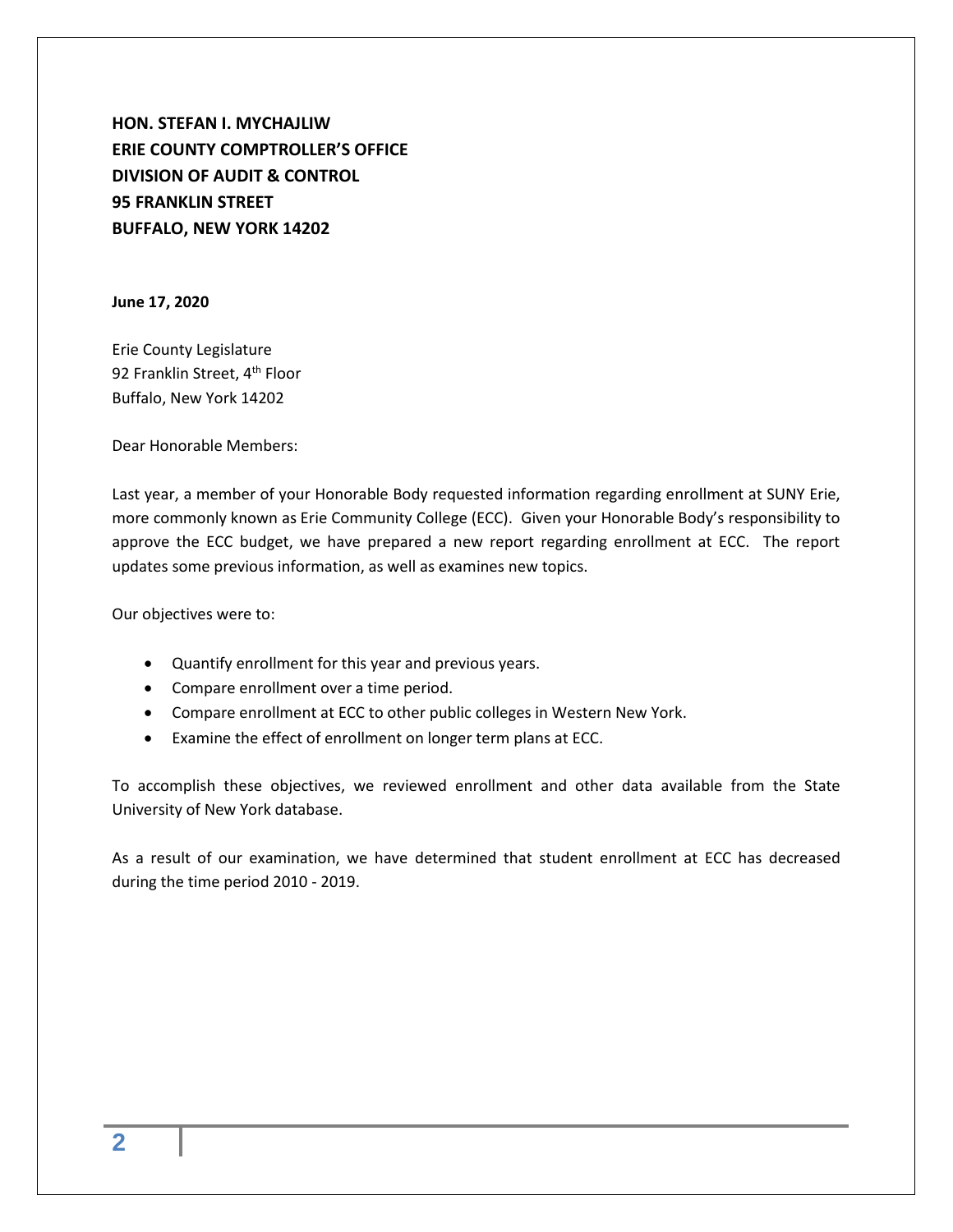**HON. STEFAN I. MYCHAJLIW**
**ERIE COUNTY COMPTROLLER'S OFFICE**
**DIVISION OF AUDIT & CONTROL**
**95 FRANKLIN STREET**
**BUFFALO, NEW YORK 14202**

**June 17, 2020**

Erie County Legislature
92 Franklin Street, 4th Floor
Buffalo, New York 14202

Dear Honorable Members:

Last year, a member of your Honorable Body requested information regarding enrollment at SUNY Erie, more commonly known as Erie Community College (ECC). Given your Honorable Body's responsibility to approve the ECC budget, we have prepared a new report regarding enrollment at ECC. The report updates some previous information, as well as examines new topics.

Our objectives were to:

- Quantify enrollment for this year and previous years.
- Compare enrollment over a time period.
- Compare enrollment at ECC to other public colleges in Western New York.
- Examine the effect of enrollment on longer term plans at ECC.

To accomplish these objectives, we reviewed enrollment and other data available from the State University of New York database.

As a result of our examination, we have determined that student enrollment at ECC has decreased during the time period 2010 - 2019.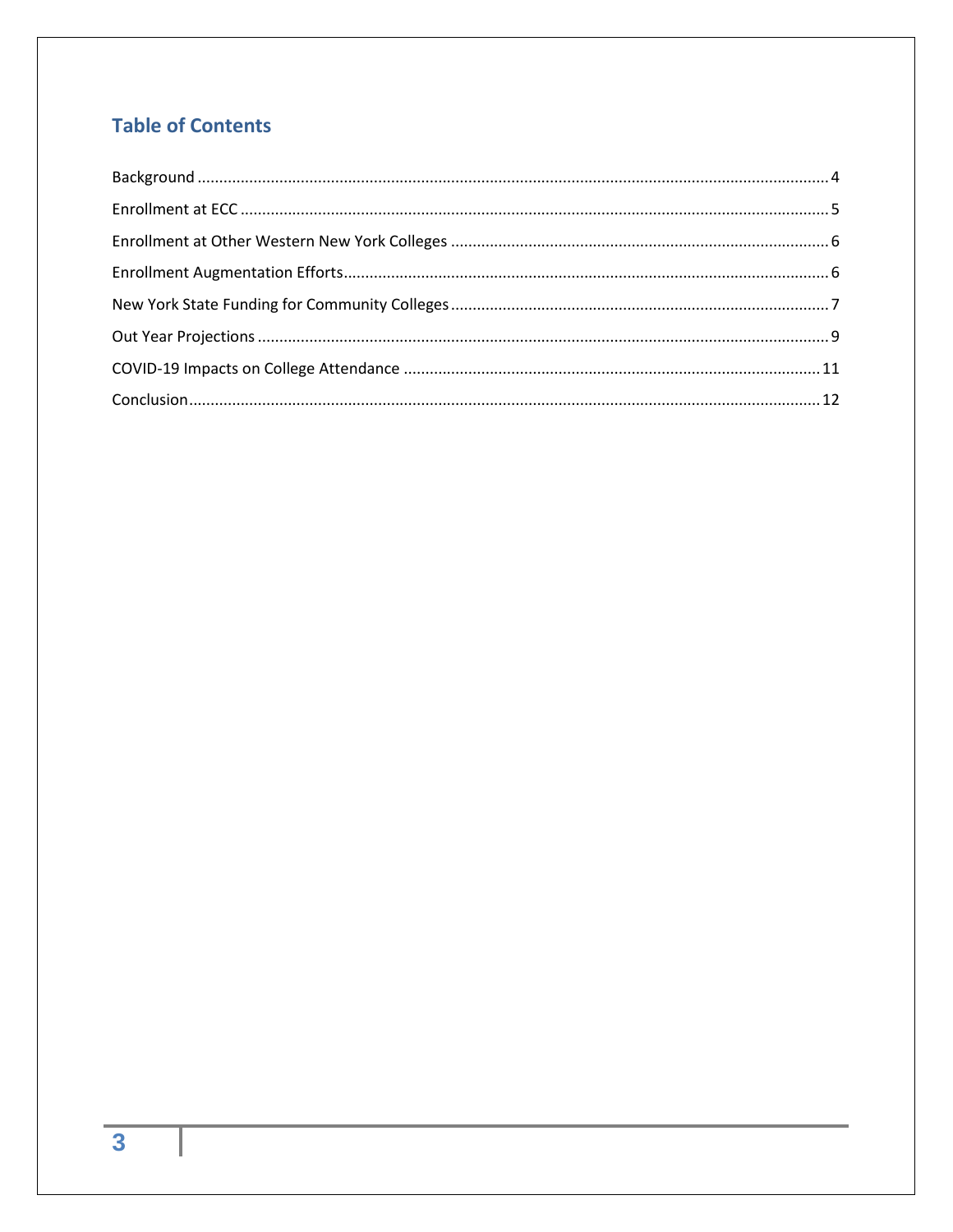## Table of Contents

Background ........................................................................................................................................ 4

Enrollment at ECC ............................................................................................................................. 5

Enrollment at Other Western New York Colleges ............................................................................. 6

Enrollment Augmentation Efforts...................................................................................................... 6

New York State Funding for Community Colleges ............................................................................. 7

Out Year Projections .......................................................................................................................... 9

COVID-19 Impacts on College Attendance ...................................................................................... 11

Conclusion........................................................................................................................................ 12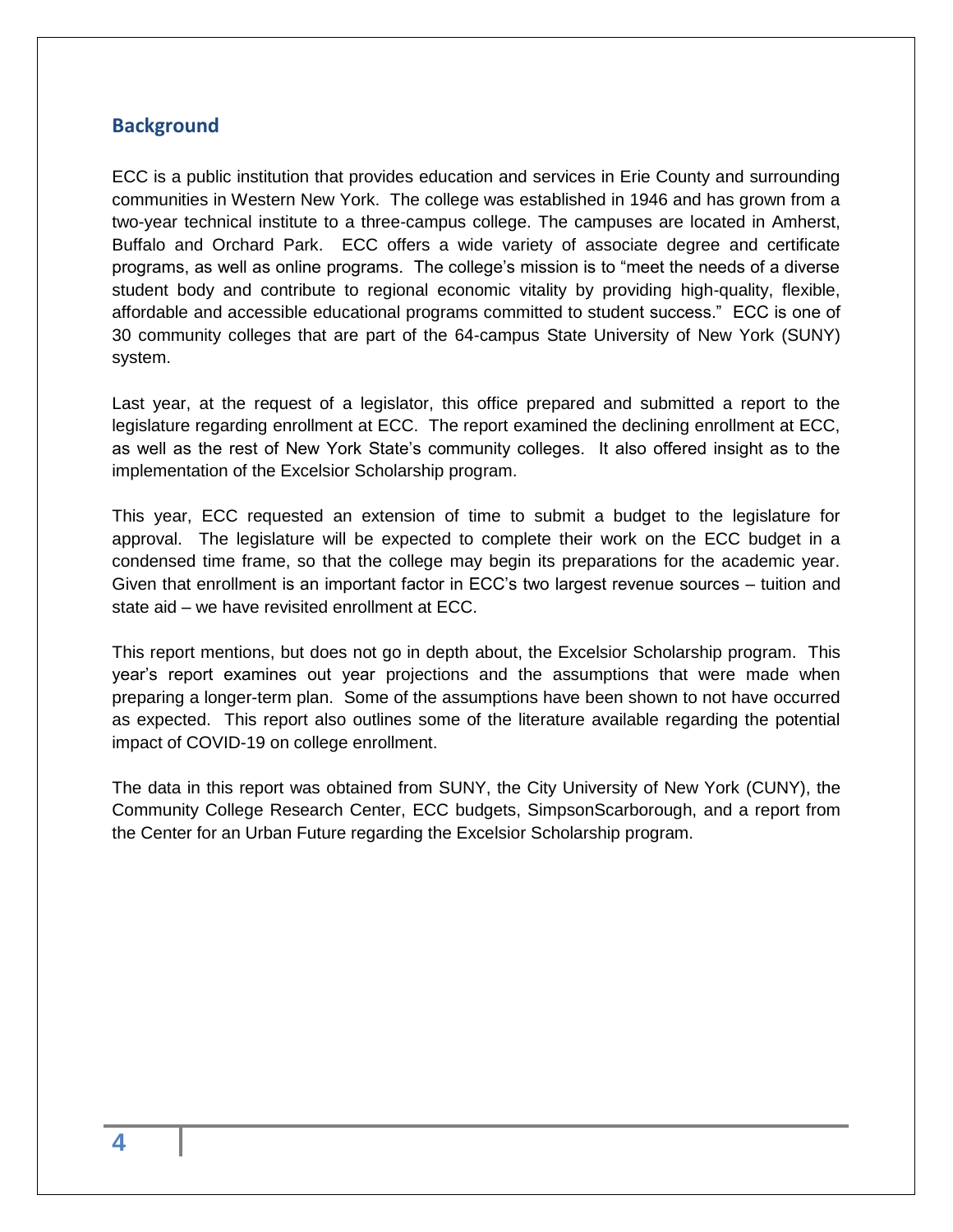## Background

ECC is a public institution that provides education and services in Erie County and surrounding communities in Western New York. The college was established in 1946 and has grown from a two-year technical institute to a three-campus college. The campuses are located in Amherst, Buffalo and Orchard Park. ECC offers a wide variety of associate degree and certificate programs, as well as online programs. The college's mission is to "meet the needs of a diverse student body and contribute to regional economic vitality by providing high-quality, flexible, affordable and accessible educational programs committed to student success." ECC is one of 30 community colleges that are part of the 64-campus State University of New York (SUNY) system.

Last year, at the request of a legislator, this office prepared and submitted a report to the legislature regarding enrollment at ECC. The report examined the declining enrollment at ECC, as well as the rest of New York State's community colleges. It also offered insight as to the implementation of the Excelsior Scholarship program.

This year, ECC requested an extension of time to submit a budget to the legislature for approval. The legislature will be expected to complete their work on the ECC budget in a condensed time frame, so that the college may begin its preparations for the academic year. Given that enrollment is an important factor in ECC's two largest revenue sources – tuition and state aid – we have revisited enrollment at ECC.

This report mentions, but does not go in depth about, the Excelsior Scholarship program. This year's report examines out year projections and the assumptions that were made when preparing a longer-term plan. Some of the assumptions have been shown to not have occurred as expected. This report also outlines some of the literature available regarding the potential impact of COVID-19 on college enrollment.

The data in this report was obtained from SUNY, the City University of New York (CUNY), the Community College Research Center, ECC budgets, SimpsonScarborough, and a report from the Center for an Urban Future regarding the Excelsior Scholarship program.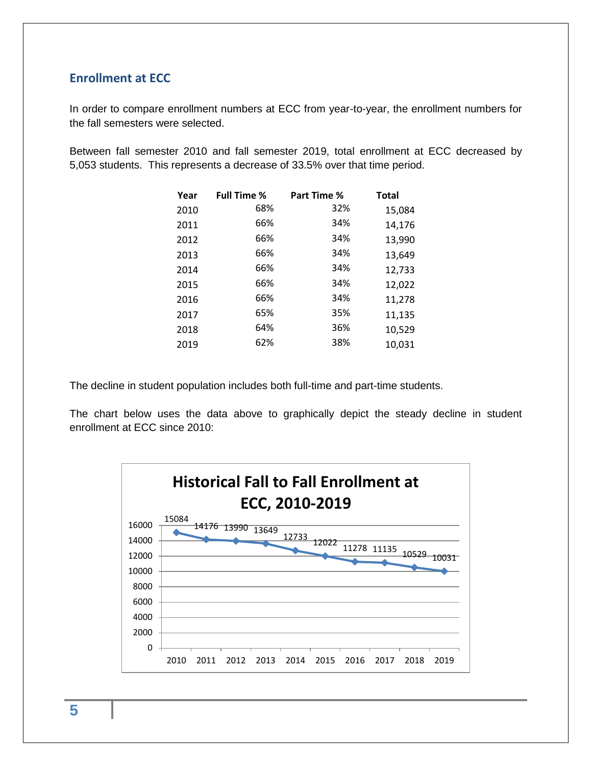## Enrollment at ECC

In order to compare enrollment numbers at ECC from year-to-year, the enrollment numbers for the fall semesters were selected.

Between fall semester 2010 and fall semester 2019, total enrollment at ECC decreased by 5,053 students. This represents a decrease of 33.5% over that time period.

| Year | Full Time % | Part Time % | Total |
|---|---|---|---|
| 2010 | 68% | 32% | 15,084 |
| 2011 | 66% | 34% | 14,176 |
| 2012 | 66% | 34% | 13,990 |
| 2013 | 66% | 34% | 13,649 |
| 2014 | 66% | 34% | 12,733 |
| 2015 | 66% | 34% | 12,022 |
| 2016 | 66% | 34% | 11,278 |
| 2017 | 65% | 35% | 11,135 |
| 2018 | 64% | 36% | 10,529 |
| 2019 | 62% | 38% | 10,031 |

The decline in student population includes both full-time and part-time students.

The chart below uses the data above to graphically depict the steady decline in student enrollment at ECC since 2010:

**Historical Fall to Fall Enrollment at ECC, 2010-2019**

| Year | Enrollment |
|---|---|
| 2010 | 15084 |
| 2011 | 14176 |
| 2012 | 13990 |
| 2013 | 13649 |
| 2014 | 12733 |
| 2015 | 12022 |
| 2016 | 11278 |
| 2017 | 11135 |
| 2018 | 10529 |
| 2019 | 10031 |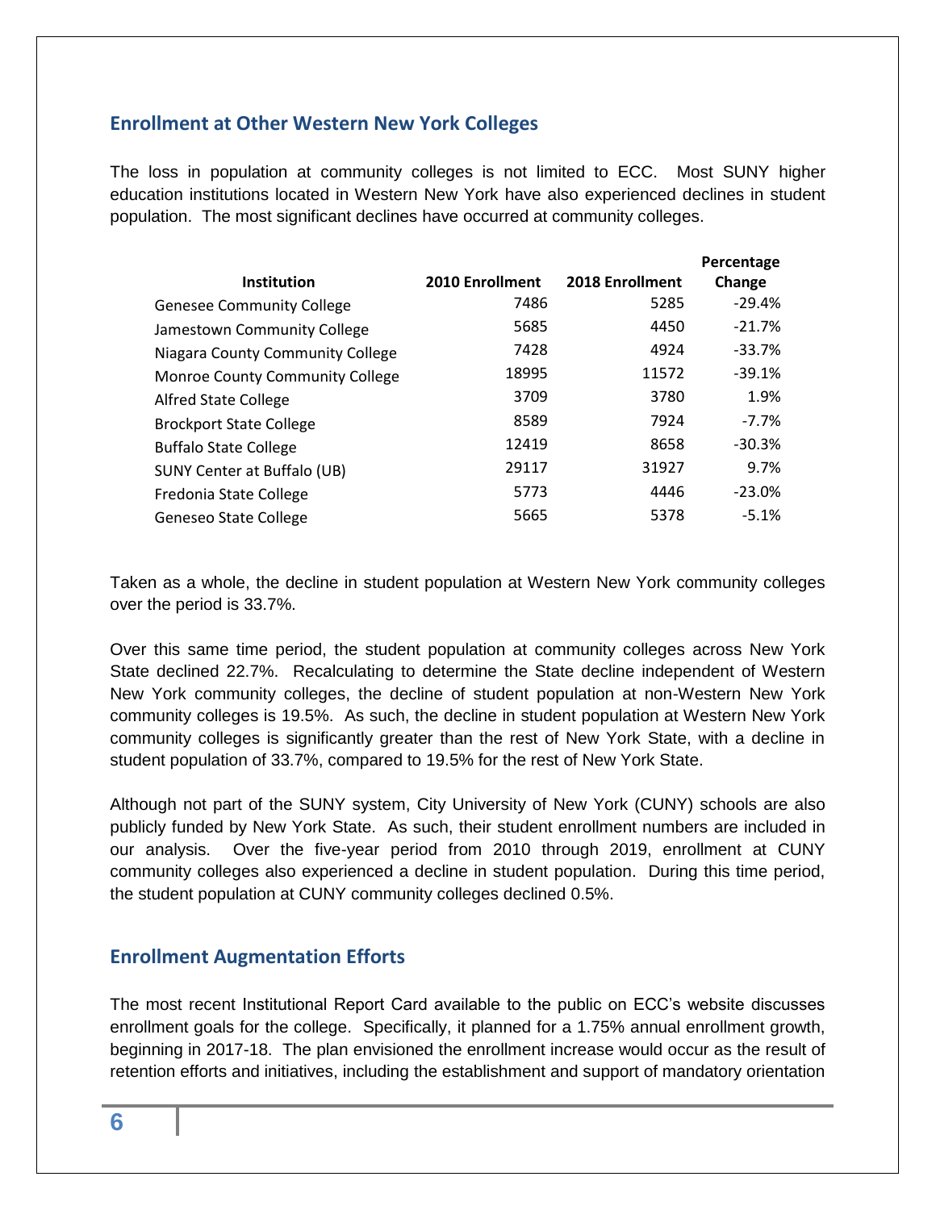## Enrollment at Other Western New York Colleges

The loss in population at community colleges is not limited to ECC. Most SUNY higher education institutions located in Western New York have also experienced declines in student population. The most significant declines have occurred at community colleges.

| Institution | 2010 Enrollment | 2018 Enrollment | Percentage Change |
|---|---|---|---|
| Genesee Community College | 7486 | 5285 | -29.4% |
| Jamestown Community College | 5685 | 4450 | -21.7% |
| Niagara County Community College | 7428 | 4924 | -33.7% |
| Monroe County Community College | 18995 | 11572 | -39.1% |
| Alfred State College | 3709 | 3780 | 1.9% |
| Brockport State College | 8589 | 7924 | -7.7% |
| Buffalo State College | 12419 | 8658 | -30.3% |
| SUNY Center at Buffalo (UB) | 29117 | 31927 | 9.7% |
| Fredonia State College | 5773 | 4446 | -23.0% |
| Geneseo State College | 5665 | 5378 | -5.1% |

Taken as a whole, the decline in student population at Western New York community colleges over the period is 33.7%.

Over this same time period, the student population at community colleges across New York State declined 22.7%. Recalculating to determine the State decline independent of Western New York community colleges, the decline of student population at non-Western New York community colleges is 19.5%. As such, the decline in student population at Western New York community colleges is significantly greater than the rest of New York State, with a decline in student population of 33.7%, compared to 19.5% for the rest of New York State.

Although not part of the SUNY system, City University of New York (CUNY) schools are also publicly funded by New York State. As such, their student enrollment numbers are included in our analysis. Over the five-year period from 2010 through 2019, enrollment at CUNY community colleges also experienced a decline in student population. During this time period, the student population at CUNY community colleges declined 0.5%.

## Enrollment Augmentation Efforts

The most recent Institutional Report Card available to the public on ECC's website discusses enrollment goals for the college. Specifically, it planned for a 1.75% annual enrollment growth, beginning in 2017-18. The plan envisioned the enrollment increase would occur as the result of retention efforts and initiatives, including the establishment and support of mandatory orientation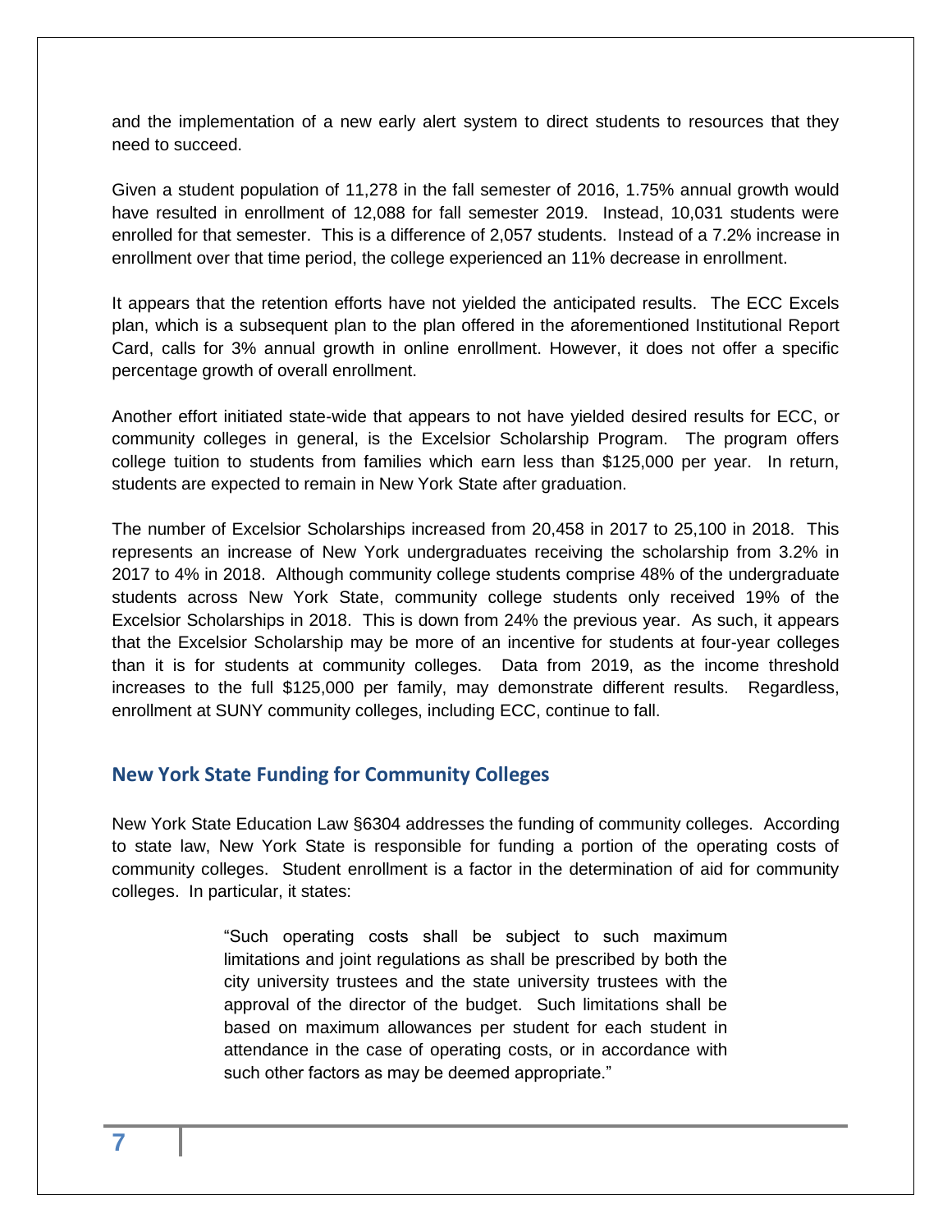and the implementation of a new early alert system to direct students to resources that they need to succeed.

Given a student population of 11,278 in the fall semester of 2016, 1.75% annual growth would have resulted in enrollment of 12,088 for fall semester 2019. Instead, 10,031 students were enrolled for that semester. This is a difference of 2,057 students. Instead of a 7.2% increase in enrollment over that time period, the college experienced an 11% decrease in enrollment.

It appears that the retention efforts have not yielded the anticipated results. The ECC Excels plan, which is a subsequent plan to the plan offered in the aforementioned Institutional Report Card, calls for 3% annual growth in online enrollment. However, it does not offer a specific percentage growth of overall enrollment.

Another effort initiated state-wide that appears to not have yielded desired results for ECC, or community colleges in general, is the Excelsior Scholarship Program. The program offers college tuition to students from families which earn less than $125,000 per year. In return, students are expected to remain in New York State after graduation.

The number of Excelsior Scholarships increased from 20,458 in 2017 to 25,100 in 2018. This represents an increase of New York undergraduates receiving the scholarship from 3.2% in 2017 to 4% in 2018. Although community college students comprise 48% of the undergraduate students across New York State, community college students only received 19% of the Excelsior Scholarships in 2018. This is down from 24% the previous year. As such, it appears that the Excelsior Scholarship may be more of an incentive for students at four-year colleges than it is for students at community colleges. Data from 2019, as the income threshold increases to the full $125,000 per family, may demonstrate different results. Regardless, enrollment at SUNY community colleges, including ECC, continue to fall.

## New York State Funding for Community Colleges

New York State Education Law §6304 addresses the funding of community colleges. According to state law, New York State is responsible for funding a portion of the operating costs of community colleges. Student enrollment is a factor in the determination of aid for community colleges. In particular, it states:

> "Such operating costs shall be subject to such maximum limitations and joint regulations as shall be prescribed by both the city university trustees and the state university trustees with the approval of the director of the budget. Such limitations shall be based on maximum allowances per student for each student in attendance in the case of operating costs, or in accordance with such other factors as may be deemed appropriate."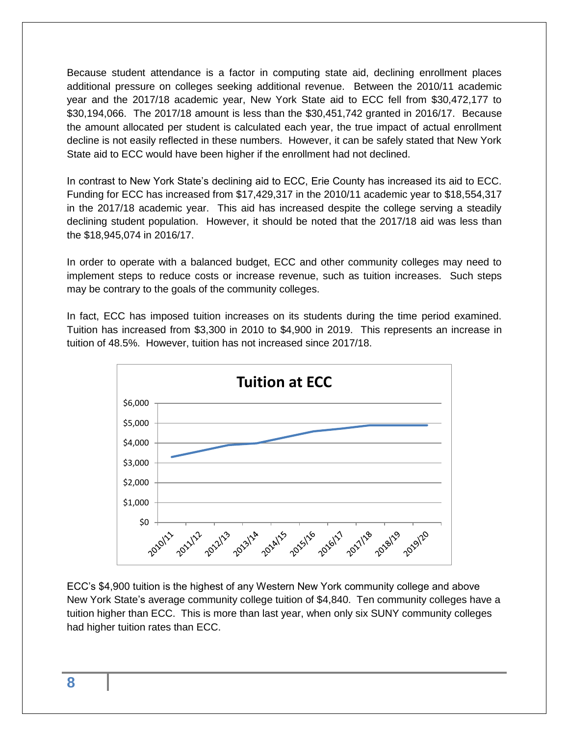Because student attendance is a factor in computing state aid, declining enrollment places additional pressure on colleges seeking additional revenue. Between the 2010/11 academic year and the 2017/18 academic year, New York State aid to ECC fell from $30,472,177 to $30,194,066. The 2017/18 amount is less than the $30,451,742 granted in 2016/17. Because the amount allocated per student is calculated each year, the true impact of actual enrollment decline is not easily reflected in these numbers. However, it can be safely stated that New York State aid to ECC would have been higher if the enrollment had not declined.

In contrast to New York State's declining aid to ECC, Erie County has increased its aid to ECC. Funding for ECC has increased from $17,429,317 in the 2010/11 academic year to $18,554,317 in the 2017/18 academic year. This aid has increased despite the college serving a steadily declining student population. However, it should be noted that the 2017/18 aid was less than the $18,945,074 in 2016/17.

In order to operate with a balanced budget, ECC and other community colleges may need to implement steps to reduce costs or increase revenue, such as tuition increases. Such steps may be contrary to the goals of the community colleges.

In fact, ECC has imposed tuition increases on its students during the time period examined. Tuition has increased from $3,300 in 2010 to $4,900 in 2019. This represents an increase in tuition of 48.5%. However, tuition has not increased since 2017/18.

**Tuition at ECC**

ECC's $4,900 tuition is the highest of any Western New York community college and above New York State's average community college tuition of $4,840. Ten community colleges have a tuition higher than ECC. This is more than last year, when only six SUNY community colleges had higher tuition rates than ECC.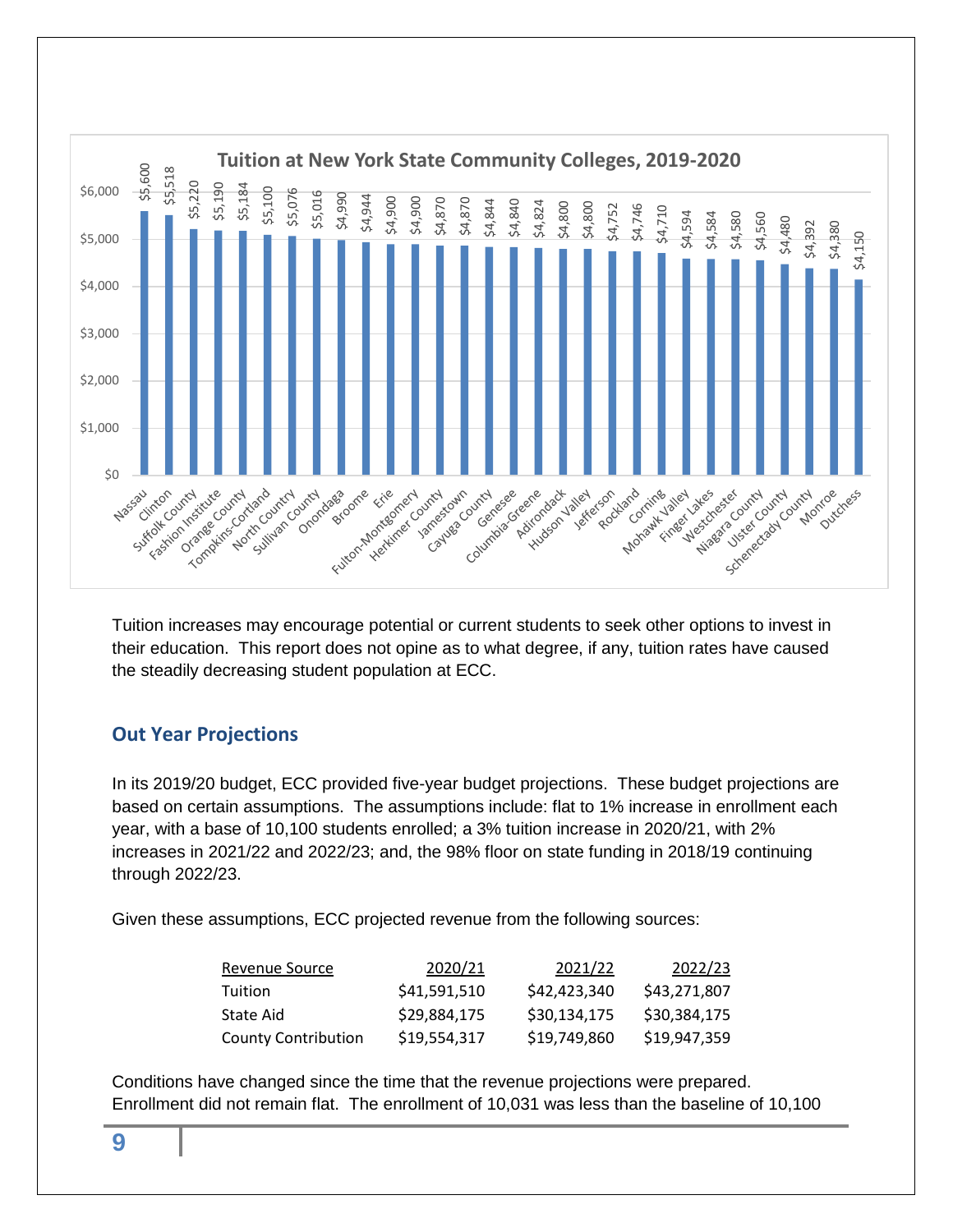**Tuition at New York State Community Colleges, 2019-2020**

| College | Tuition |
|---|---|
| Nassau | $5,600 |
| Clinton | $5,518 |
| Suffolk County | $5,220 |
| Fashion Institute | $5,190 |
| Orange County | $5,184 |
| Tompkins-Cortland | $5,100 |
| North Country | $5,076 |
| Sullivan County | $5,016 |
| Onondaga | $4,990 |
| Broome | $4,944 |
| Erie | $4,900 |
| Fulton-Montgomery | $4,900 |
| Herkimer County | $4,870 |
| Jamestown | $4,870 |
| Cayuga County | $4,844 |
| Genesee | $4,840 |
| Columbia-Greene | $4,824 |
| Adirondack | $4,800 |
| Hudson Valley | $4,800 |
| Jefferson | $4,752 |
| Rockland | $4,746 |
| Corning | $4,710 |
| Mohawk Valley | $4,594 |
| Finger Lakes | $4,584 |
| Westchester | $4,580 |
| Niagara County | $4,560 |
| Ulster County | $4,480 |
| Schenectady County | $4,392 |
| Monroe | $4,380 |
| Dutchess | $4,150 |

Tuition increases may encourage potential or current students to seek other options to invest in their education. This report does not opine as to what degree, if any, tuition rates have caused the steadily decreasing student population at ECC.

## Out Year Projections

In its 2019/20 budget, ECC provided five-year budget projections. These budget projections are based on certain assumptions. The assumptions include: flat to 1% increase in enrollment each year, with a base of 10,100 students enrolled; a 3% tuition increase in 2020/21, with 2% increases in 2021/22 and 2022/23; and, the 98% floor on state funding in 2018/19 continuing through 2022/23.

Given these assumptions, ECC projected revenue from the following sources:

| Revenue Source | 2020/21 | 2021/22 | 2022/23 |
|---|---|---|---|
| Tuition | $41,591,510 | $42,423,340 | $43,271,807 |
| State Aid | $29,884,175 | $30,134,175 | $30,384,175 |
| County Contribution | $19,554,317 | $19,749,860 | $19,947,359 |

Conditions have changed since the time that the revenue projections were prepared. Enrollment did not remain flat. The enrollment of 10,031 was less than the baseline of 10,100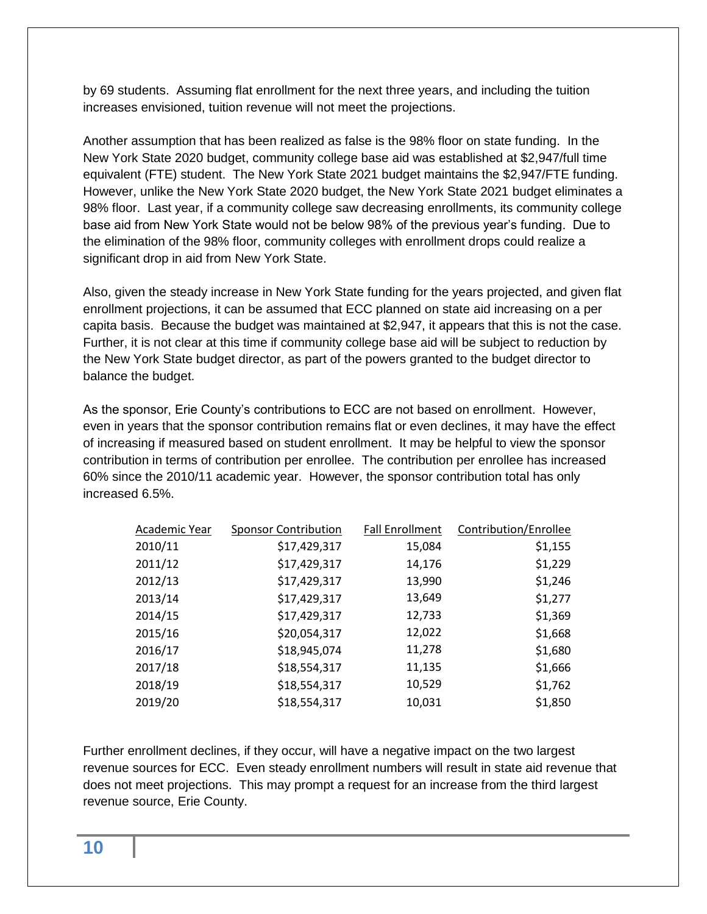by 69 students. Assuming flat enrollment for the next three years, and including the tuition increases envisioned, tuition revenue will not meet the projections.

Another assumption that has been realized as false is the 98% floor on state funding. In the New York State 2020 budget, community college base aid was established at $2,947/full time equivalent (FTE) student. The New York State 2021 budget maintains the $2,947/FTE funding. However, unlike the New York State 2020 budget, the New York State 2021 budget eliminates a 98% floor. Last year, if a community college saw decreasing enrollments, its community college base aid from New York State would not be below 98% of the previous year's funding. Due to the elimination of the 98% floor, community colleges with enrollment drops could realize a significant drop in aid from New York State.

Also, given the steady increase in New York State funding for the years projected, and given flat enrollment projections, it can be assumed that ECC planned on state aid increasing on a per capita basis. Because the budget was maintained at $2,947, it appears that this is not the case. Further, it is not clear at this time if community college base aid will be subject to reduction by the New York State budget director, as part of the powers granted to the budget director to balance the budget.

As the sponsor, Erie County's contributions to ECC are not based on enrollment. However, even in years that the sponsor contribution remains flat or even declines, it may have the effect of increasing if measured based on student enrollment. It may be helpful to view the sponsor contribution in terms of contribution per enrollee. The contribution per enrollee has increased 60% since the 2010/11 academic year. However, the sponsor contribution total has only increased 6.5%.

| Academic Year | Sponsor Contribution | Fall Enrollment | Contribution/Enrollee |
|---|---:|---:|---:|
| 2010/11 | $17,429,317 | 15,084 | $1,155 |
| 2011/12 | $17,429,317 | 14,176 | $1,229 |
| 2012/13 | $17,429,317 | 13,990 | $1,246 |
| 2013/14 | $17,429,317 | 13,649 | $1,277 |
| 2014/15 | $17,429,317 | 12,733 | $1,369 |
| 2015/16 | $20,054,317 | 12,022 | $1,668 |
| 2016/17 | $18,945,074 | 11,278 | $1,680 |
| 2017/18 | $18,554,317 | 11,135 | $1,666 |
| 2018/19 | $18,554,317 | 10,529 | $1,762 |
| 2019/20 | $18,554,317 | 10,031 | $1,850 |

Further enrollment declines, if they occur, will have a negative impact on the two largest revenue sources for ECC. Even steady enrollment numbers will result in state aid revenue that does not meet projections. This may prompt a request for an increase from the third largest revenue source, Erie County.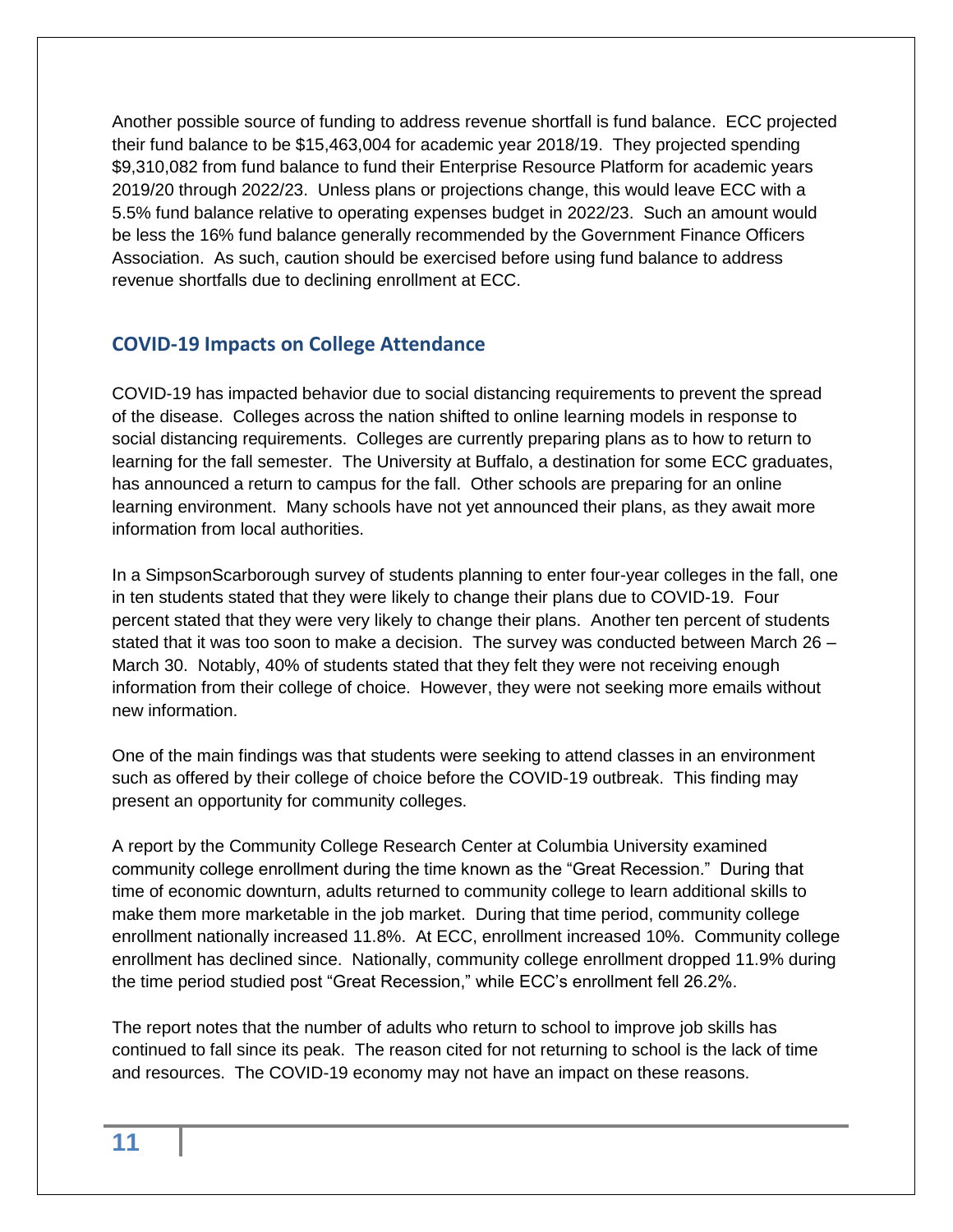Another possible source of funding to address revenue shortfall is fund balance. ECC projected their fund balance to be $15,463,004 for academic year 2018/19. They projected spending $9,310,082 from fund balance to fund their Enterprise Resource Platform for academic years 2019/20 through 2022/23. Unless plans or projections change, this would leave ECC with a 5.5% fund balance relative to operating expenses budget in 2022/23. Such an amount would be less the 16% fund balance generally recommended by the Government Finance Officers Association. As such, caution should be exercised before using fund balance to address revenue shortfalls due to declining enrollment at ECC.

## COVID-19 Impacts on College Attendance

COVID-19 has impacted behavior due to social distancing requirements to prevent the spread of the disease. Colleges across the nation shifted to online learning models in response to social distancing requirements. Colleges are currently preparing plans as to how to return to learning for the fall semester. The University at Buffalo, a destination for some ECC graduates, has announced a return to campus for the fall. Other schools are preparing for an online learning environment. Many schools have not yet announced their plans, as they await more information from local authorities.

In a SimpsonScarborough survey of students planning to enter four-year colleges in the fall, one in ten students stated that they were likely to change their plans due to COVID-19. Four percent stated that they were very likely to change their plans. Another ten percent of students stated that it was too soon to make a decision. The survey was conducted between March 26 – March 30. Notably, 40% of students stated that they felt they were not receiving enough information from their college of choice. However, they were not seeking more emails without new information.

One of the main findings was that students were seeking to attend classes in an environment such as offered by their college of choice before the COVID-19 outbreak. This finding may present an opportunity for community colleges.

A report by the Community College Research Center at Columbia University examined community college enrollment during the time known as the "Great Recession." During that time of economic downturn, adults returned to community college to learn additional skills to make them more marketable in the job market. During that time period, community college enrollment nationally increased 11.8%. At ECC, enrollment increased 10%. Community college enrollment has declined since. Nationally, community college enrollment dropped 11.9% during the time period studied post "Great Recession," while ECC's enrollment fell 26.2%.

The report notes that the number of adults who return to school to improve job skills has continued to fall since its peak. The reason cited for not returning to school is the lack of time and resources. The COVID-19 economy may not have an impact on these reasons.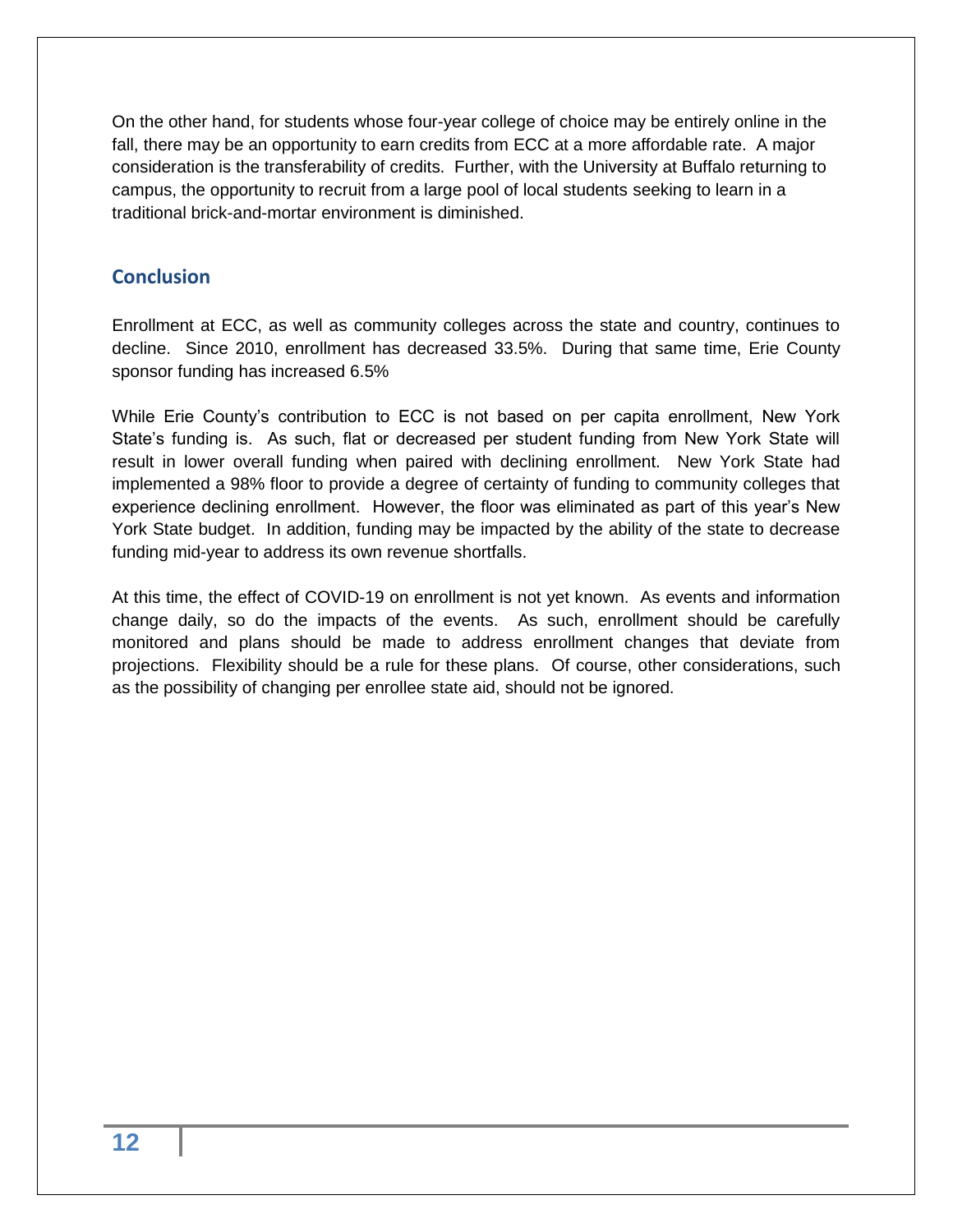On the other hand, for students whose four-year college of choice may be entirely online in the fall, there may be an opportunity to earn credits from ECC at a more affordable rate. A major consideration is the transferability of credits. Further, with the University at Buffalo returning to campus, the opportunity to recruit from a large pool of local students seeking to learn in a traditional brick-and-mortar environment is diminished.

## Conclusion

Enrollment at ECC, as well as community colleges across the state and country, continues to decline. Since 2010, enrollment has decreased 33.5%. During that same time, Erie County sponsor funding has increased 6.5%

While Erie County's contribution to ECC is not based on per capita enrollment, New York State's funding is. As such, flat or decreased per student funding from New York State will result in lower overall funding when paired with declining enrollment. New York State had implemented a 98% floor to provide a degree of certainty of funding to community colleges that experience declining enrollment. However, the floor was eliminated as part of this year's New York State budget. In addition, funding may be impacted by the ability of the state to decrease funding mid-year to address its own revenue shortfalls.

At this time, the effect of COVID-19 on enrollment is not yet known. As events and information change daily, so do the impacts of the events. As such, enrollment should be carefully monitored and plans should be made to address enrollment changes that deviate from projections. Flexibility should be a rule for these plans. Of course, other considerations, such as the possibility of changing per enrollee state aid, should not be ignored.